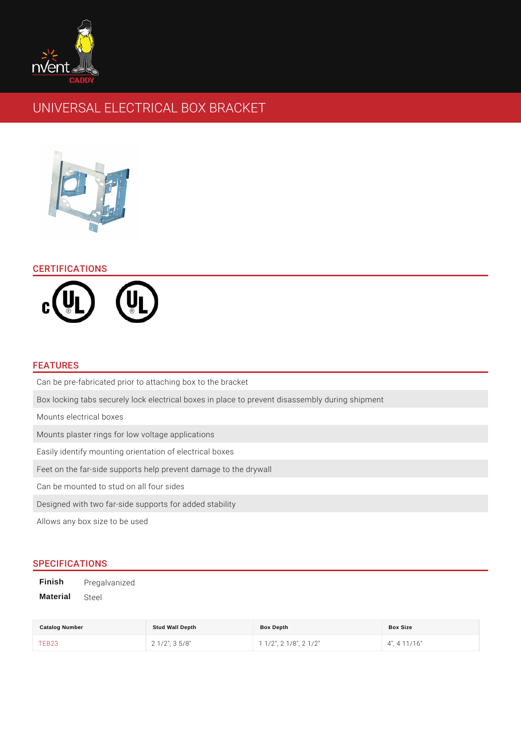# UNIVERSAL ELECTRICAL BOX BRACKET

## CERTIFICATIONS

## FEATURES

- Can be pre-fabricated prior to attaching box to the bracket
- Box locking tabs securely lock electrical boxes in place to prevent disassembly during shipment
- Mounts electrical boxes
- Mounts plaster rings for low voltage applications
- Easily identify mounting orientation of electrical boxes
- Feet on the far-side supports help prevent damage to the drywall
- Can be mounted to stud on all four sides
- Designed with two far-side supports for added stability
- Allows any box size to be used

## SPECIFICATIONS

**Finish** Pregalvanized

**Material** Steel

| Catalog Number | Stud Wall Depth | Box Depth | Box Size |
|---|---|---|---|
| TEB23 | 2 1/2", 3 5/8" | 1 1/2", 2 1/8", 2 1/2" | 4", 4 11/16" |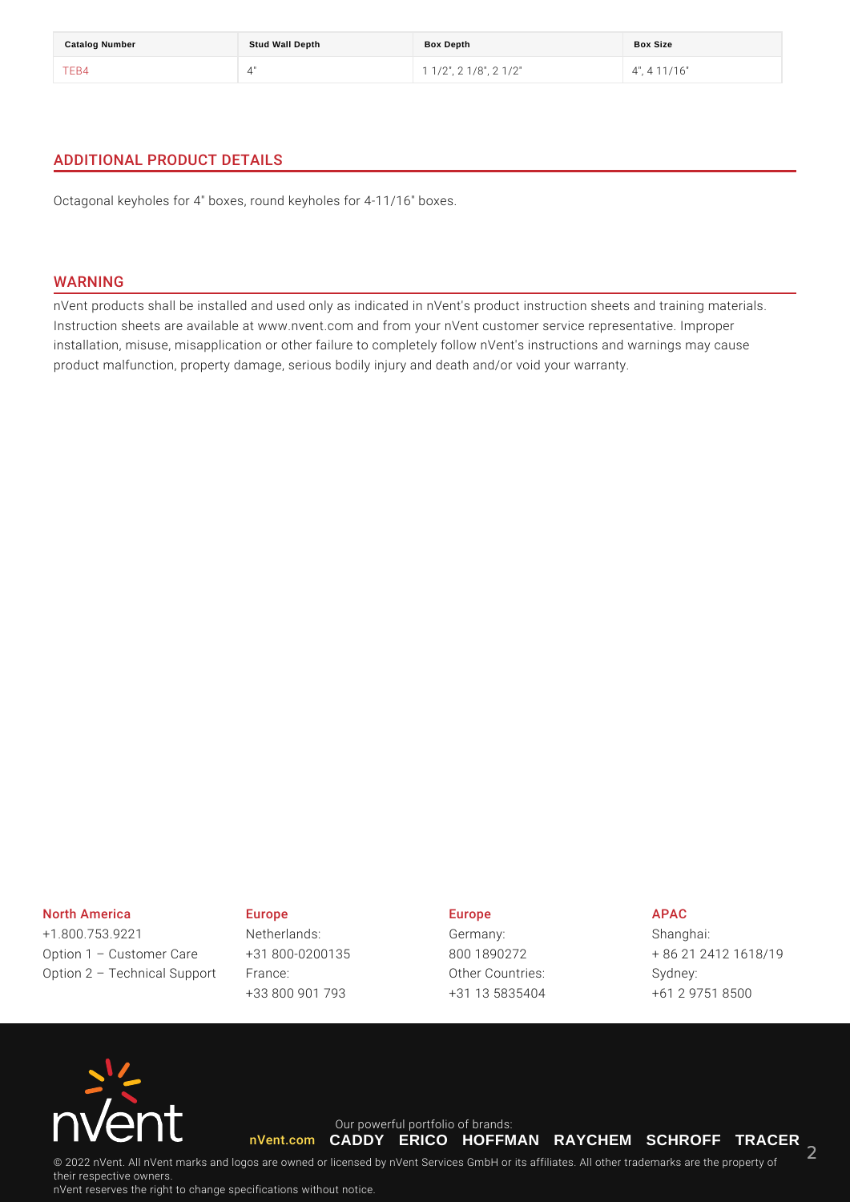| Catalog Number | Stud Wall Depth | Box Depth | Box Size |
|---|---|---|---|
| TEB4 | 4" | 1 1/2", 2 1/8", 2 1/2" | 4", 4 11/16" |

## ADDITIONAL PRODUCT DETAILS

Octagonal keyholes for 4" boxes, round keyholes for 4-11/16" boxes.

## WARNING

nVent products shall be installed and used only as indicated in nVent's product instruction sheets and training materials. Instruction sheets are available at www.nvent.com and from your nVent customer service representative. Improper installation, misuse, misapplication or other failure to completely follow nVent's instructions and warnings may cause product malfunction, property damage, serious bodily injury and death and/or void your warranty.

**North America**
+1.800.753.9221
Option 1 – Customer Care
Option 2 – Technical Support

**Europe**
Netherlands:
+31 800-0200135
France:
+33 800 901 793

**Europe**
Germany:
800 1890272
Other Countries:
+31 13 5835404

**APAC**
Shanghai:
+ 86 21 2412 1618/19
Sydney:
+61 2 9751 8500

Our powerful portfolio of brands:
nVent.com CADDY ERICO HOFFMAN RAYCHEM SCHROFF TRACER

© 2022 nVent. All nVent marks and logos are owned or licensed by nVent Services GmbH or its affiliates. All other trademarks are the property of their respective owners.
nVent reserves the right to change specifications without notice.